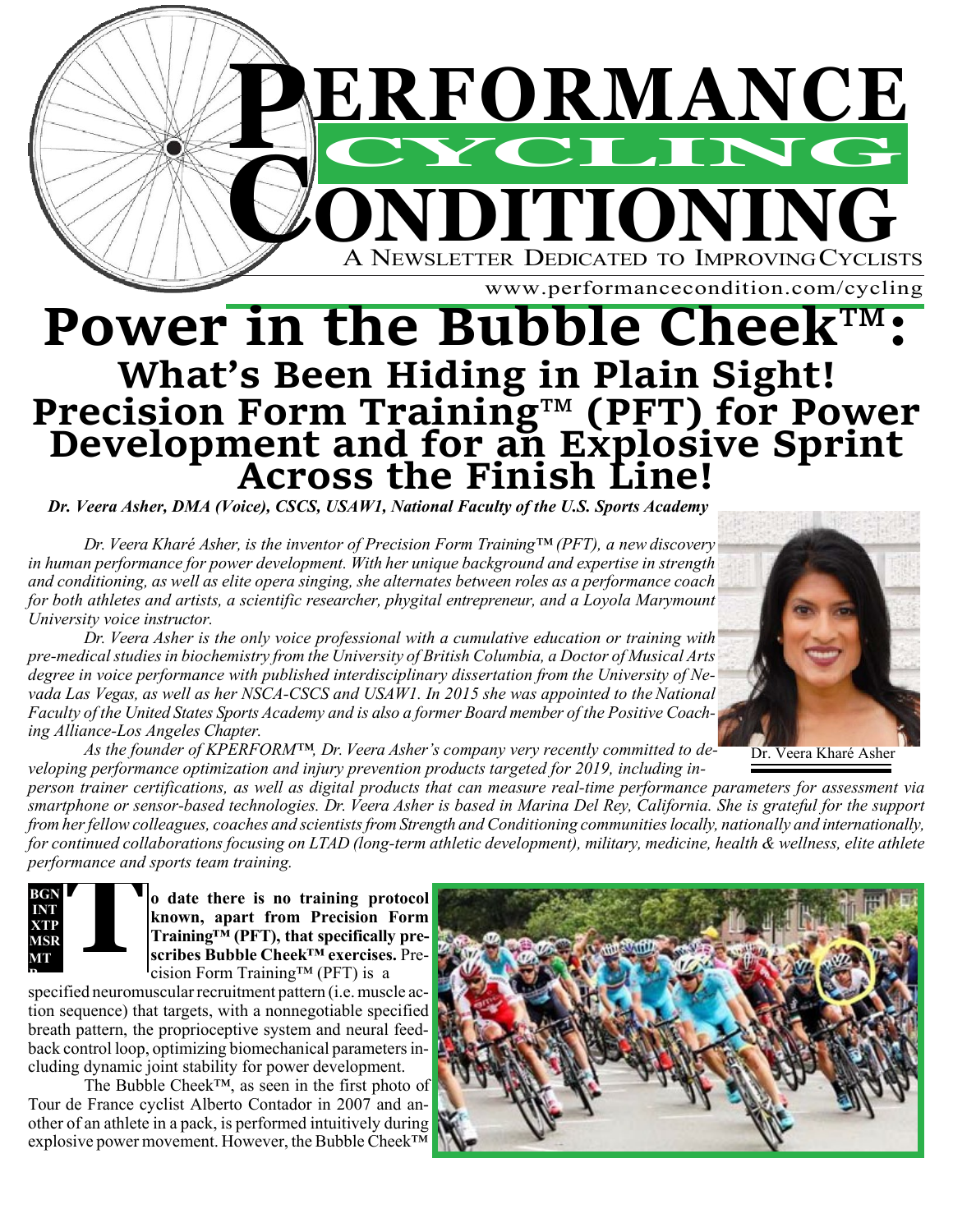# PERFORMANCE CYCLING CONDITIONING

A Newsletter Dedicated to Improving Cyclists

www.performancecondition.com/cycling

# Power in the Bubble Cheek™: What's Been Hiding in Plain Sight!

## Precision Form Training™ (PFT) for Power Development and for an Explosive Sprint Across the Finish Line!

***Dr. Veera Asher, DMA (Voice), CSCS, USAW1, National Faculty of the U.S. Sports Academy***

*Dr. Veera Kharé Asher, is the inventor of Precision Form Training™ (PFT), a new discovery in human performance for power development. With her unique background and expertise in strength and conditioning, as well as elite opera singing, she alternates between roles as a performance coach for both athletes and artists, a scientific researcher, phygital entrepreneur, and a Loyola Marymount University voice instructor.*

*Dr. Veera Asher is the only voice professional with a cumulative education or training with pre-medical studies in biochemistry from the University of British Columbia, a Doctor of Musical Arts degree in voice performance with published interdisciplinary dissertation from the University of Nevada Las Vegas, as well as her NSCA-CSCS and USAW1. In 2015 she was appointed to the National Faculty of the United States Sports Academy and is also a former Board member of the Positive Coaching Alliance-Los Angeles Chapter.*

*As the founder of KPERFORM™, Dr. Veera Asher's company very recently committed to developing performance optimization and injury prevention products targeted for 2019, including in-person trainer certifications, as well as digital products that can measure real-time performance parameters for assessment via smartphone or sensor-based technologies. Dr. Veera Asher is based in Marina Del Rey, California. She is grateful for the support from her fellow colleagues, coaches and scientists from Strength and Conditioning communities locally, nationally and internationally, for continued collaborations focusing on LTAD (long-term athletic development), military, medicine, health & wellness, elite athlete performance and sports team training.*

Dr. Veera Kharé Asher

BGN INT XTP MSR MT

**To date there is no training protocol known, apart from Precision Form Training™ (PFT), that specifically prescribes Bubble Cheek™ exercises.** Precision Form Training™ (PFT) is a specified neuromuscular recruitment pattern (i.e. muscle action sequence) that targets, with a nonnegotiable specified breath pattern, the proprioceptive system and neural feedback control loop, optimizing biomechanical parameters including dynamic joint stability for power development.

The Bubble Cheek™, as seen in the first photo of Tour de France cyclist Alberto Contador in 2007 and another of an athlete in a pack, is performed intuitively during explosive power movement. However, the Bubble Cheek™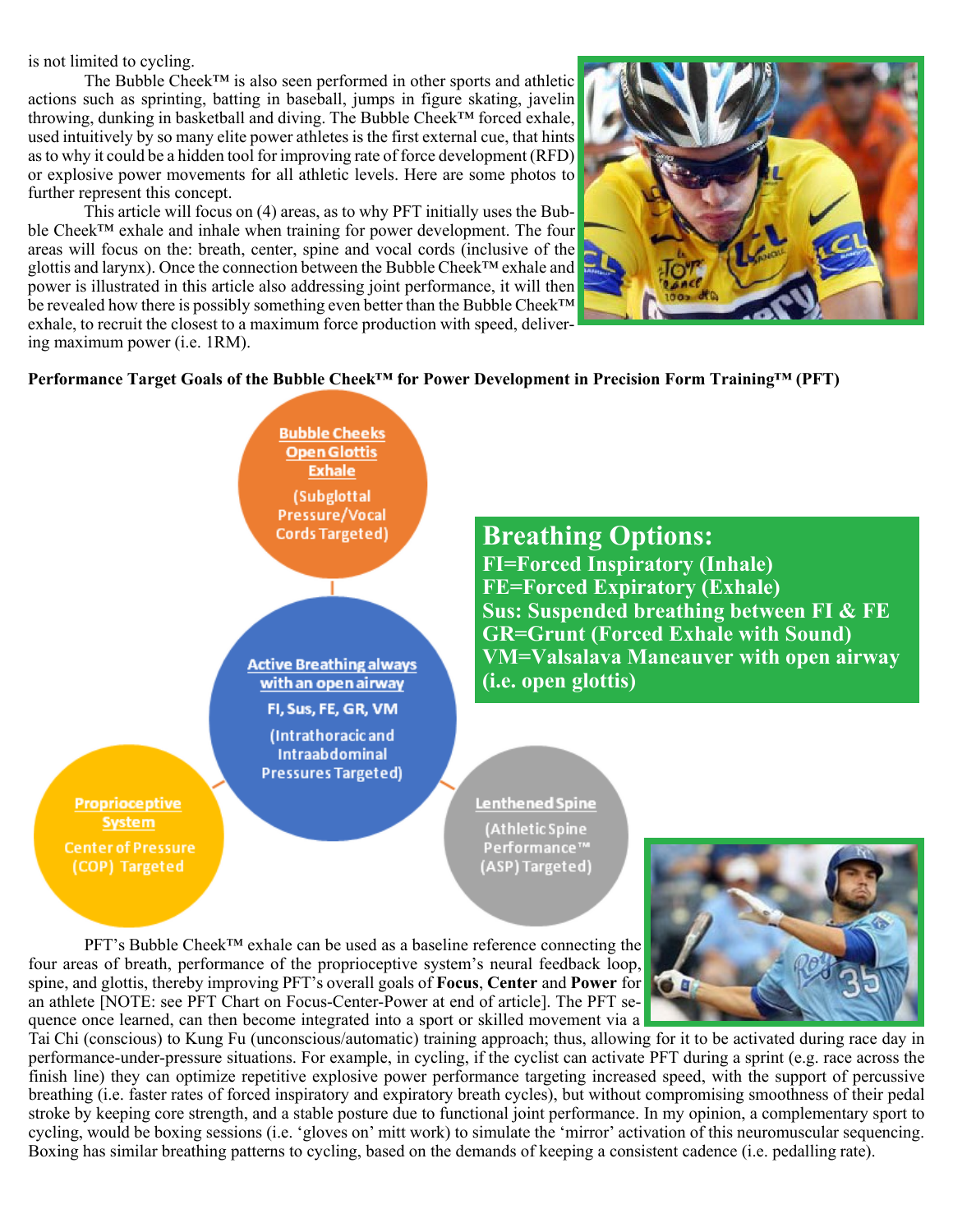is not limited to cycling.

The Bubble Cheek™ is also seen performed in other sports and athletic actions such as sprinting, batting in baseball, jumps in figure skating, javelin throwing, dunking in basketball and diving. The Bubble Cheek™ forced exhale, used intuitively by so many elite power athletes is the first external cue, that hints as to why it could be a hidden tool for improving rate of force development (RFD) or explosive power movements for all athletic levels. Here are some photos to further represent this concept.

This article will focus on (4) areas, as to why PFT initially uses the Bubble Cheek™ exhale and inhale when training for power development. The four areas will focus on the: breath, center, spine and vocal cords (inclusive of the glottis and larynx). Once the connection between the Bubble Cheek™ exhale and power is illustrated in this article also addressing joint performance, it will then be revealed how there is possibly something even better than the Bubble Cheek™ exhale, to recruit the closest to a maximum force production with speed, delivering maximum power (i.e. 1RM).

**Performance Target Goals of the Bubble Cheek™ for Power Development in Precision Form Training™ (PFT)**

**Bubble Cheeks Open Glottis Exhale**
(Subglottal Pressure/Vocal Cords Targeted)

**Active Breathing always with an open airway**
FI, Sus, FE, GR, VM
(Intrathoracic and Intraabdominal Pressures Targeted)

**Proprioceptive System**
Center of Pressure (COP) Targeted

**Lenthened Spine**
(Athletic Spine Performance™ (ASP) Targeted)

**Breathing Options:**
**FI=Forced Inspiratory (Inhale)**
**FE=Forced Expiratory (Exhale)**
**Sus: Suspended breathing between FI & FE**
**GR=Grunt (Forced Exhale with Sound)**
**VM=Valsalava Maneauver with open airway (i.e. open glottis)**

PFT's Bubble Cheek™ exhale can be used as a baseline reference connecting the four areas of breath, performance of the proprioceptive system's neural feedback loop, spine, and glottis, thereby improving PFT's overall goals of **Focus**, **Center** and **Power** for an athlete [NOTE: see PFT Chart on Focus-Center-Power at end of article]. The PFT sequence once learned, can then become integrated into a sport or skilled movement via a Tai Chi (conscious) to Kung Fu (unconscious/automatic) training approach; thus, allowing for it to be activated during race day in performance-under-pressure situations. For example, in cycling, if the cyclist can activate PFT during a sprint (e.g. race across the finish line) they can optimize repetitive explosive power performance targeting increased speed, with the support of percussive breathing (i.e. faster rates of forced inspiratory and expiratory breath cycles), but without compromising smoothness of their pedal stroke by keeping core strength, and a stable posture due to functional joint performance. In my opinion, a complementary sport to cycling, would be boxing sessions (i.e. 'gloves on' mitt work) to simulate the 'mirror' activation of this neuromuscular sequencing. Boxing has similar breathing patterns to cycling, based on the demands of keeping a consistent cadence (i.e. pedalling rate).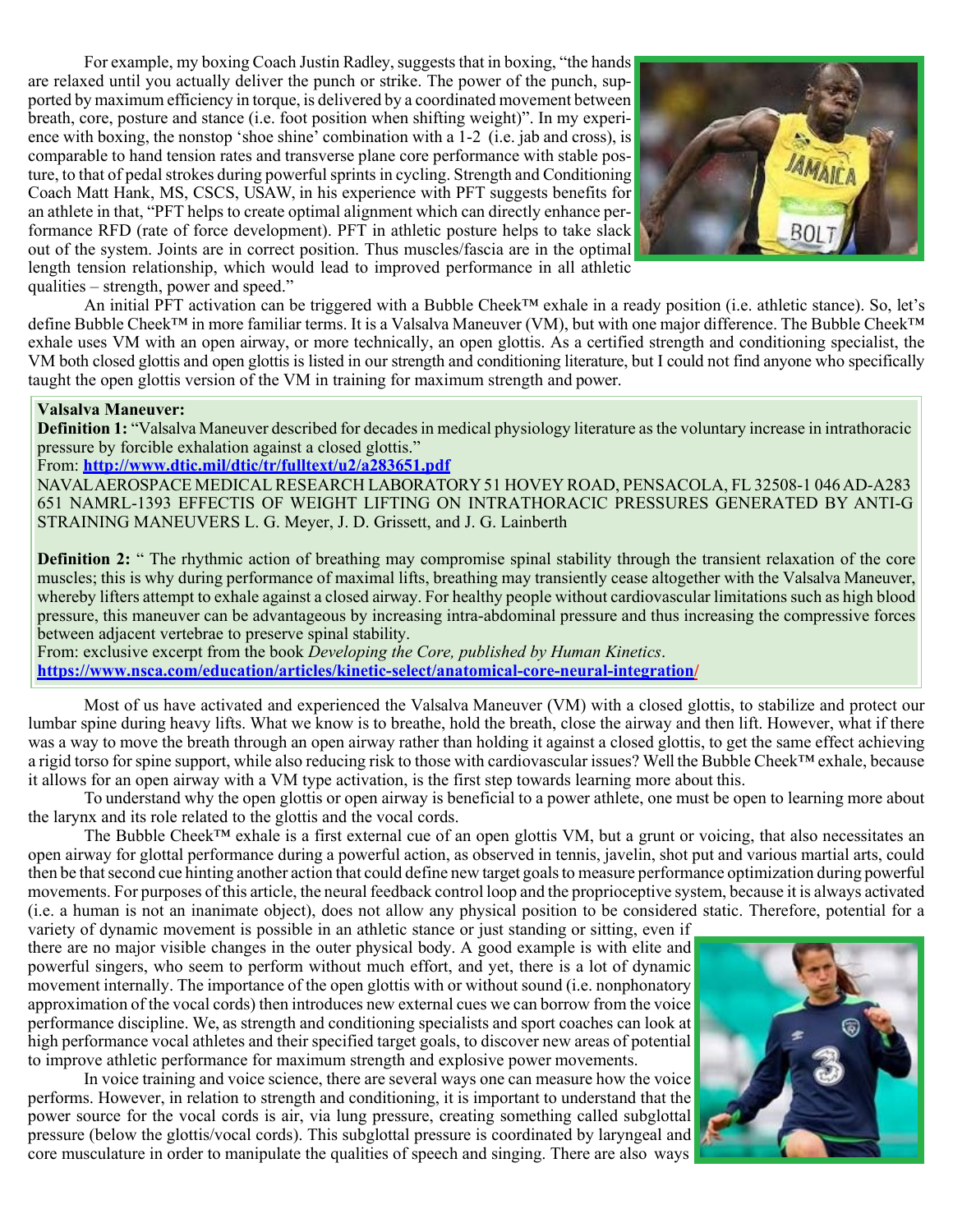For example, my boxing Coach Justin Radley, suggests that in boxing, "the hands are relaxed until you actually deliver the punch or strike. The power of the punch, supported by maximum efficiency in torque, is delivered by a coordinated movement between breath, core, posture and stance (i.e. foot position when shifting weight)". In my experience with boxing, the nonstop 'shoe shine' combination with a 1-2 (i.e. jab and cross), is comparable to hand tension rates and transverse plane core performance with stable posture, to that of pedal strokes during powerful sprints in cycling. Strength and Conditioning Coach Matt Hank, MS, CSCS, USAW, in his experience with PFT suggests benefits for an athlete in that, "PFT helps to create optimal alignment which can directly enhance performance RFD (rate of force development). PFT in athletic posture helps to take slack out of the system. Joints are in correct position. Thus muscles/fascia are in the optimal length tension relationship, which would lead to improved performance in all athletic qualities – strength, power and speed."

An initial PFT activation can be triggered with a Bubble Cheek™ exhale in a ready position (i.e. athletic stance). So, let's define Bubble Cheek™ in more familiar terms. It is a Valsalva Maneuver (VM), but with one major difference. The Bubble Cheek™ exhale uses VM with an open airway, or more technically, an open glottis. As a certified strength and conditioning specialist, the VM both closed glottis and open glottis is listed in our strength and conditioning literature, but I could not find anyone who specifically taught the open glottis version of the VM in training for maximum strength and power.

**Valsalva Maneuver:**

**Definition 1:** "Valsalva Maneuver described for decades in medical physiology literature as the voluntary increase in intrathoracic pressure by forcible exhalation against a closed glottis."
From: **http://www.dtic.mil/dtic/tr/fulltext/u2/a283651.pdf**
NAVAL AEROSPACE MEDICAL RESEARCH LABORATORY 51 HOVEY ROAD, PENSACOLA, FL 32508-1 046 AD-A283 651 NAMRL-1393 EFFECTIS OF WEIGHT LIFTING ON INTRATHORACIC PRESSURES GENERATED BY ANTI-G STRAINING MANEUVERS L. G. Meyer, J. D. Grissett, and J. G. Lainberth

**Definition 2:** " The rhythmic action of breathing may compromise spinal stability through the transient relaxation of the core muscles; this is why during performance of maximal lifts, breathing may transiently cease altogether with the Valsalva Maneuver, whereby lifters attempt to exhale against a closed airway. For healthy people without cardiovascular limitations such as high blood pressure, this maneuver can be advantageous by increasing intra-abdominal pressure and thus increasing the compressive forces between adjacent vertebrae to preserve spinal stability.
From: exclusive excerpt from the book *Developing the Core, published by Human Kinetics*.
**https://www.nsca.com/education/articles/kinetic-select/anatomical-core-neural-integration/**

Most of us have activated and experienced the Valsalva Maneuver (VM) with a closed glottis, to stabilize and protect our lumbar spine during heavy lifts. What we know is to breathe, hold the breath, close the airway and then lift. However, what if there was a way to move the breath through an open airway rather than holding it against a closed glottis, to get the same effect achieving a rigid torso for spine support, while also reducing risk to those with cardiovascular issues? Well the Bubble Cheek™ exhale, because it allows for an open airway with a VM type activation, is the first step towards learning more about this.

To understand why the open glottis or open airway is beneficial to a power athlete, one must be open to learning more about the larynx and its role related to the glottis and the vocal cords.

The Bubble Cheek™ exhale is a first external cue of an open glottis VM, but a grunt or voicing, that also necessitates an open airway for glottal performance during a powerful action, as observed in tennis, javelin, shot put and various martial arts, could then be that second cue hinting another action that could define new target goals to measure performance optimization during powerful movements. For purposes of this article, the neural feedback control loop and the proprioceptive system, because it is always activated (i.e. a human is not an inanimate object), does not allow any physical position to be considered static. Therefore, potential for a variety of dynamic movement is possible in an athletic stance or just standing or sitting, even if there are no major visible changes in the outer physical body. A good example is with elite and powerful singers, who seem to perform without much effort, and yet, there is a lot of dynamic movement internally. The importance of the open glottis with or without sound (i.e. nonphonatory approximation of the vocal cords) then introduces new external cues we can borrow from the voice performance discipline. We, as strength and conditioning specialists and sport coaches can look at high performance vocal athletes and their specified target goals, to discover new areas of potential to improve athletic performance for maximum strength and explosive power movements.

In voice training and voice science, there are several ways one can measure how the voice performs. However, in relation to strength and conditioning, it is important to understand that the power source for the vocal cords is air, via lung pressure, creating something called subglottal pressure (below the glottis/vocal cords). This subglottal pressure is coordinated by laryngeal and core musculature in order to manipulate the qualities of speech and singing. There are also ways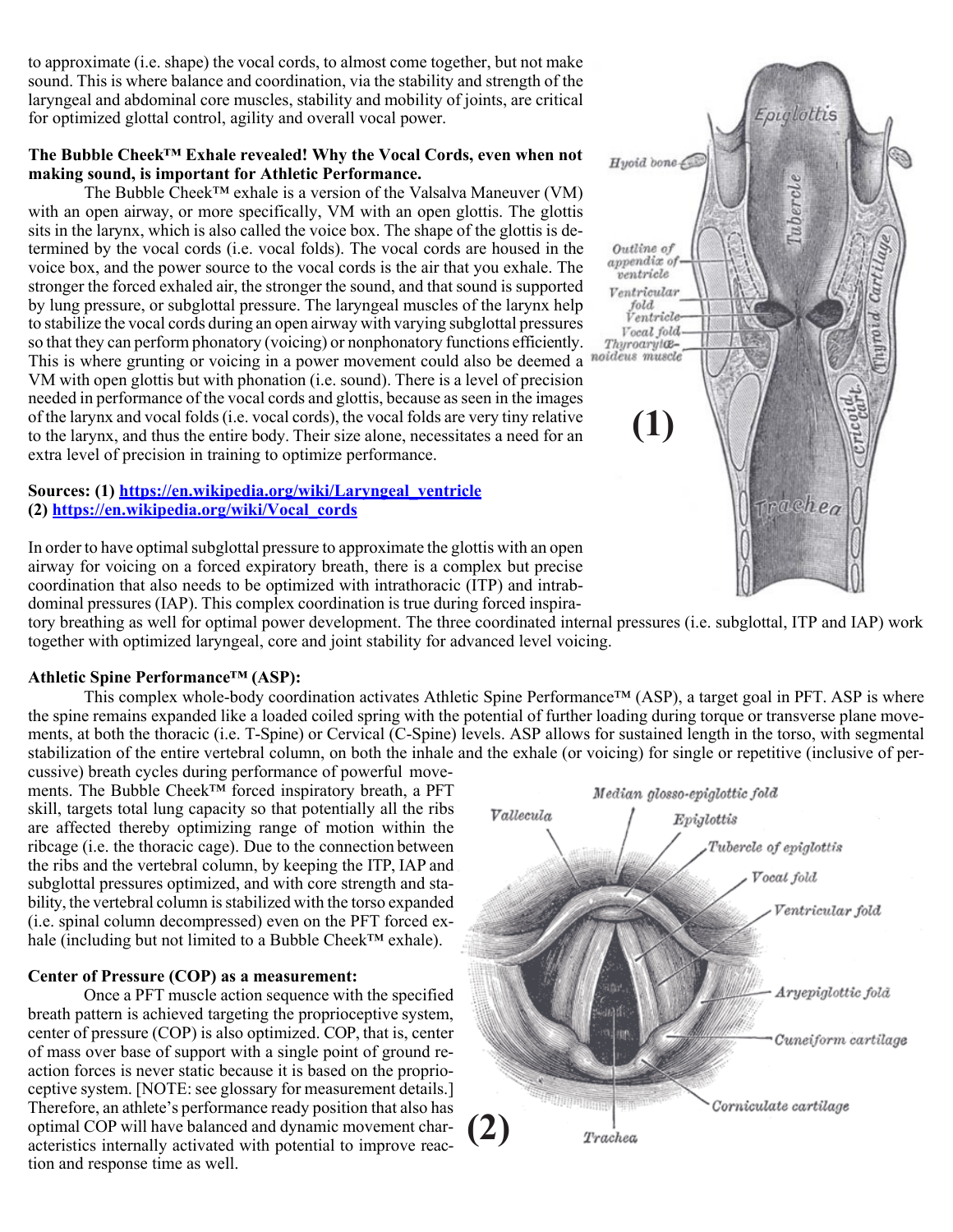to approximate (i.e. shape) the vocal cords, to almost come together, but not make sound. This is where balance and coordination, via the stability and strength of the laryngeal and abdominal core muscles, stability and mobility of joints, are critical for optimized glottal control, agility and overall vocal power.

**The Bubble Cheek™ Exhale revealed! Why the Vocal Cords, even when not making sound, is important for Athletic Performance.**

The Bubble Cheek™ exhale is a version of the Valsalva Maneuver (VM) with an open airway, or more specifically, VM with an open glottis. The glottis sits in the larynx, which is also called the voice box. The shape of the glottis is determined by the vocal cords (i.e. vocal folds). The vocal cords are housed in the voice box, and the power source to the vocal cords is the air that you exhale. The stronger the forced exhaled air, the stronger the sound, and that sound is supported by lung pressure, or subglottal pressure. The laryngeal muscles of the larynx help to stabilize the vocal cords during an open airway with varying subglottal pressures so that they can perform phonatory (voicing) or nonphonatory functions efficiently. This is where grunting or voicing in a power movement could also be deemed a VM with open glottis but with phonation (i.e. sound). There is a level of precision needed in performance of the vocal cords and glottis, because as seen in the images of the larynx and vocal folds (i.e. vocal cords), the vocal folds are very tiny relative to the larynx, and thus the entire body. Their size alone, necessitates a need for an extra level of precision in training to optimize performance.

**Sources: (1) https://en.wikipedia.org/wiki/Laryngeal_ventricle**
**(2) https://en.wikipedia.org/wiki/Vocal_cords**

In order to have optimal subglottal pressure to approximate the glottis with an open airway for voicing on a forced expiratory breath, there is a complex but precise coordination that also needs to be optimized with intrathoracic (ITP) and intrabdominal pressures (IAP). This complex coordination is true during forced inspiratory breathing as well for optimal power development. The three coordinated internal pressures (i.e. subglottal, ITP and IAP) work together with optimized laryngeal, core and joint stability for advanced level voicing.

**Athletic Spine Performance™ (ASP):**

This complex whole-body coordination activates Athletic Spine Performance™ (ASP), a target goal in PFT. ASP is where the spine remains expanded like a loaded coiled spring with the potential of further loading during torque or transverse plane movements, at both the thoracic (i.e. T-Spine) or Cervical (C-Spine) levels. ASP allows for sustained length in the torso, with segmental stabilization of the entire vertebral column, on both the inhale and the exhale (or voicing) for single or repetitive (inclusive of percussive) breath cycles during performance of powerful movements. The Bubble Cheek™ forced inspiratory breath, a PFT skill, targets total lung capacity so that potentially all the ribs are affected thereby optimizing range of motion within the ribcage (i.e. the thoracic cage). Due to the connection between the ribs and the vertebral column, by keeping the ITP, IAP and subglottal pressures optimized, and with core strength and stability, the vertebral column is stabilized with the torso expanded (i.e. spinal column decompressed) even on the PFT forced exhale (including but not limited to a Bubble Cheek™ exhale).

**Center of Pressure (COP) as a measurement:**

Once a PFT muscle action sequence with the specified breath pattern is achieved targeting the proprioceptive system, center of pressure (COP) is also optimized. COP, that is, center of mass over base of support with a single point of ground reaction forces is never static because it is based on the proprioceptive system. [NOTE: see glossary for measurement details.] Therefore, an athlete's performance ready position that also has optimal COP will have balanced and dynamic movement characteristics internally activated with potential to improve reaction and response time as well.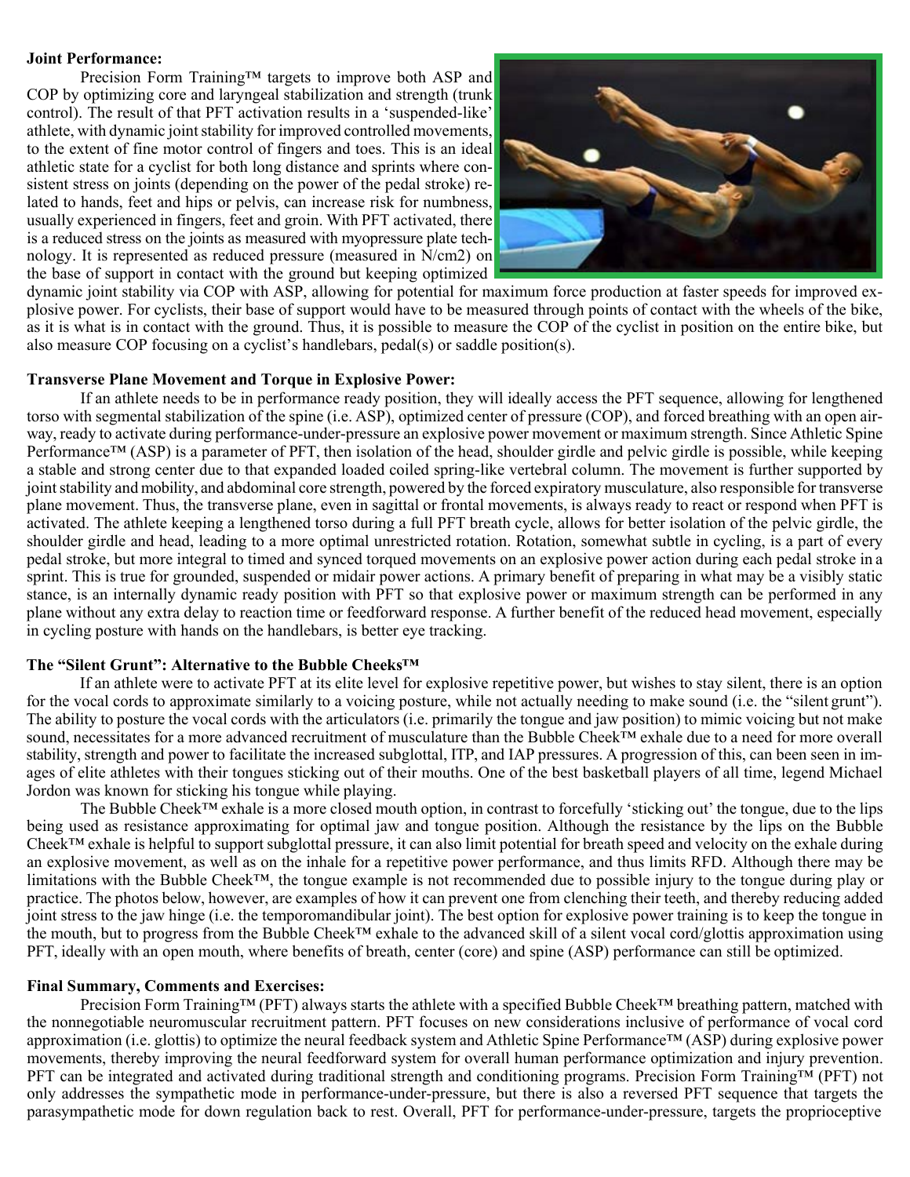**Joint Performance:**

Precision Form Training™ targets to improve both ASP and COP by optimizing core and laryngeal stabilization and strength (trunk control). The result of that PFT activation results in a 'suspended-like' athlete, with dynamic joint stability for improved controlled movements, to the extent of fine motor control of fingers and toes. This is an ideal athletic state for a cyclist for both long distance and sprints where consistent stress on joints (depending on the power of the pedal stroke) related to hands, feet and hips or pelvis, can increase risk for numbness, usually experienced in fingers, feet and groin. With PFT activated, there is a reduced stress on the joints as measured with myopressure plate technology. It is represented as reduced pressure (measured in N/cm2) on the base of support in contact with the ground but keeping optimized dynamic joint stability via COP with ASP, allowing for potential for maximum force production at faster speeds for improved explosive power. For cyclists, their base of support would have to be measured through points of contact with the wheels of the bike, as it is what is in contact with the ground. Thus, it is possible to measure the COP of the cyclist in position on the entire bike, but also measure COP focusing on a cyclist's handlebars, pedal(s) or saddle position(s).

**Transverse Plane Movement and Torque in Explosive Power:**

If an athlete needs to be in performance ready position, they will ideally access the PFT sequence, allowing for lengthened torso with segmental stabilization of the spine (i.e. ASP), optimized center of pressure (COP), and forced breathing with an open airway, ready to activate during performance-under-pressure an explosive power movement or maximum strength. Since Athletic Spine Performance™ (ASP) is a parameter of PFT, then isolation of the head, shoulder girdle and pelvic girdle is possible, while keeping a stable and strong center due to that expanded loaded coiled spring-like vertebral column. The movement is further supported by joint stability and mobility, and abdominal core strength, powered by the forced expiratory musculature, also responsible for transverse plane movement. Thus, the transverse plane, even in sagittal or frontal movements, is always ready to react or respond when PFT is activated. The athlete keeping a lengthened torso during a full PFT breath cycle, allows for better isolation of the pelvic girdle, the shoulder girdle and head, leading to a more optimal unrestricted rotation. Rotation, somewhat subtle in cycling, is a part of every pedal stroke, but more integral to timed and synced torqued movements on an explosive power action during each pedal stroke in a sprint. This is true for grounded, suspended or midair power actions. A primary benefit of preparing in what may be a visibly static stance, is an internally dynamic ready position with PFT so that explosive power or maximum strength can be performed in any plane without any extra delay to reaction time or feedforward response. A further benefit of the reduced head movement, especially in cycling posture with hands on the handlebars, is better eye tracking.

**The "Silent Grunt": Alternative to the Bubble Cheeks™**

If an athlete were to activate PFT at its elite level for explosive repetitive power, but wishes to stay silent, there is an option for the vocal cords to approximate similarly to a voicing posture, while not actually needing to make sound (i.e. the "silent grunt"). The ability to posture the vocal cords with the articulators (i.e. primarily the tongue and jaw position) to mimic voicing but not make sound, necessitates for a more advanced recruitment of musculature than the Bubble Cheek™ exhale due to a need for more overall stability, strength and power to facilitate the increased subglottal, ITP, and IAP pressures. A progression of this, can been seen in images of elite athletes with their tongues sticking out of their mouths. One of the best basketball players of all time, legend Michael Jordon was known for sticking his tongue while playing.

The Bubble Cheek™ exhale is a more closed mouth option, in contrast to forcefully 'sticking out' the tongue, due to the lips being used as resistance approximating for optimal jaw and tongue position. Although the resistance by the lips on the Bubble Cheek™ exhale is helpful to support subglottal pressure, it can also limit potential for breath speed and velocity on the exhale during an explosive movement, as well as on the inhale for a repetitive power performance, and thus limits RFD. Although there may be limitations with the Bubble Cheek™, the tongue example is not recommended due to possible injury to the tongue during play or practice. The photos below, however, are examples of how it can prevent one from clenching their teeth, and thereby reducing added joint stress to the jaw hinge (i.e. the temporomandibular joint). The best option for explosive power training is to keep the tongue in the mouth, but to progress from the Bubble Cheek™ exhale to the advanced skill of a silent vocal cord/glottis approximation using PFT, ideally with an open mouth, where benefits of breath, center (core) and spine (ASP) performance can still be optimized.

**Final Summary, Comments and Exercises:**

Precision Form Training™ (PFT) always starts the athlete with a specified Bubble Cheek™ breathing pattern, matched with the nonnegotiable neuromuscular recruitment pattern. PFT focuses on new considerations inclusive of performance of vocal cord approximation (i.e. glottis) to optimize the neural feedback system and Athletic Spine Performance™ (ASP) during explosive power movements, thereby improving the neural feedforward system for overall human performance optimization and injury prevention. PFT can be integrated and activated during traditional strength and conditioning programs. Precision Form Training™ (PFT) not only addresses the sympathetic mode in performance-under-pressure, but there is also a reversed PFT sequence that targets the parasympathetic mode for down regulation back to rest. Overall, PFT for performance-under-pressure, targets the proprioceptive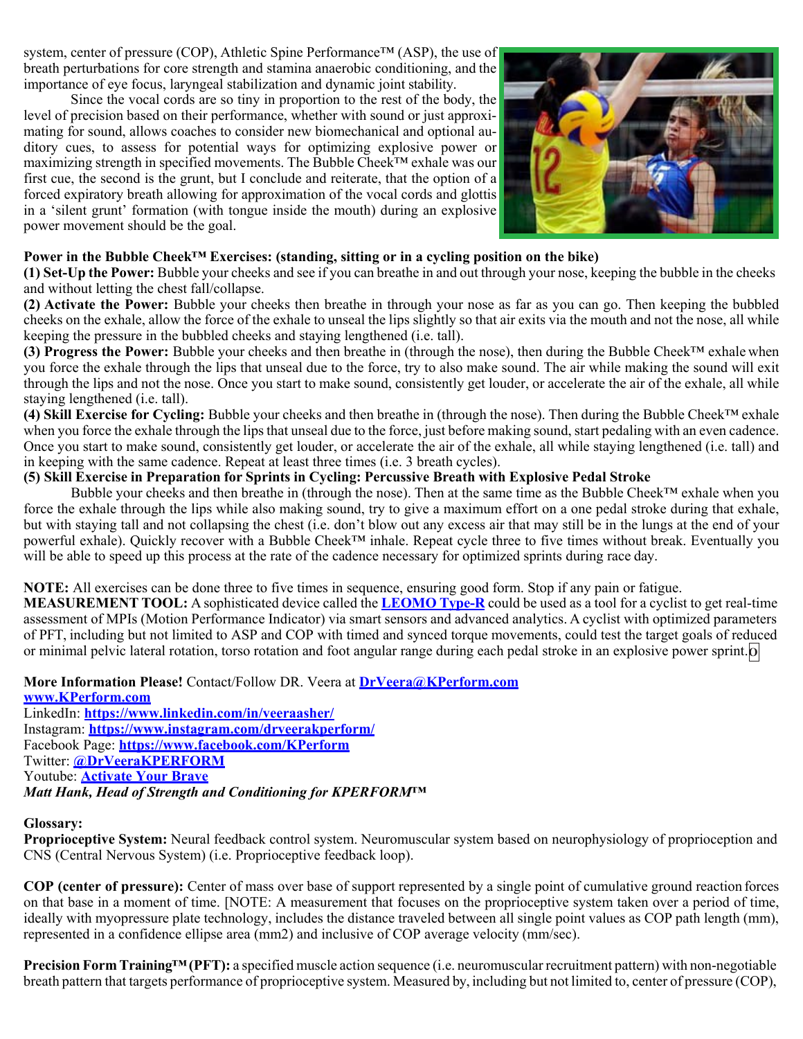system, center of pressure (COP), Athletic Spine Performance™ (ASP), the use of breath perturbations for core strength and stamina anaerobic conditioning, and the importance of eye focus, laryngeal stabilization and dynamic joint stability.

Since the vocal cords are so tiny in proportion to the rest of the body, the level of precision based on their performance, whether with sound or just approximating for sound, allows coaches to consider new biomechanical and optional auditory cues, to assess for potential ways for optimizing explosive power or maximizing strength in specified movements. The Bubble Cheek™ exhale was our first cue, the second is the grunt, but I conclude and reiterate, that the option of a forced expiratory breath allowing for approximation of the vocal cords and glottis in a 'silent grunt' formation (with tongue inside the mouth) during an explosive power movement should be the goal.

**Power in the Bubble Cheek™ Exercises: (standing, sitting or in a cycling position on the bike)**

**(1) Set-Up the Power:** Bubble your cheeks and see if you can breathe in and out through your nose, keeping the bubble in the cheeks and without letting the chest fall/collapse.

**(2) Activate the Power:** Bubble your cheeks then breathe in through your nose as far as you can go. Then keeping the bubbled cheeks on the exhale, allow the force of the exhale to unseal the lips slightly so that air exits via the mouth and not the nose, all while keeping the pressure in the bubbled cheeks and staying lengthened (i.e. tall).

**(3) Progress the Power:** Bubble your cheeks and then breathe in (through the nose), then during the Bubble Cheek™ exhale when you force the exhale through the lips that unseal due to the force, try to also make sound. The air while making the sound will exit through the lips and not the nose. Once you start to make sound, consistently get louder, or accelerate the air of the exhale, all while staying lengthened (i.e. tall).

**(4) Skill Exercise for Cycling:** Bubble your cheeks and then breathe in (through the nose). Then during the Bubble Cheek™ exhale when you force the exhale through the lips that unseal due to the force, just before making sound, start pedaling with an even cadence. Once you start to make sound, consistently get louder, or accelerate the air of the exhale, all while staying lengthened (i.e. tall) and in keeping with the same cadence. Repeat at least three times (i.e. 3 breath cycles).

**(5) Skill Exercise in Preparation for Sprints in Cycling: Percussive Breath with Explosive Pedal Stroke**

Bubble your cheeks and then breathe in (through the nose). Then at the same time as the Bubble Cheek™ exhale when you force the exhale through the lips while also making sound, try to give a maximum effort on a one pedal stroke during that exhale, but with staying tall and not collapsing the chest (i.e. don't blow out any excess air that may still be in the lungs at the end of your powerful exhale). Quickly recover with a Bubble Cheek™ inhale. Repeat cycle three to five times without break. Eventually you will be able to speed up this process at the rate of the cadence necessary for optimized sprints during race day.

**NOTE:** All exercises can be done three to five times in sequence, ensuring good form. Stop if any pain or fatigue.

**MEASUREMENT TOOL:** A sophisticated device called the **LEOMO Type-R** could be used as a tool for a cyclist to get real-time assessment of MPIs (Motion Performance Indicator) via smart sensors and advanced analytics. A cyclist with optimized parameters of PFT, including but not limited to ASP and COP with timed and synced torque movements, could test the target goals of reduced or minimal pelvic lateral rotation, torso rotation and foot angular range during each pedal stroke in an explosive power sprint. o

**More Information Please!** Contact/Follow DR. Veera at **DrVeera@KPerform.com**
**www.KPerform.com**
LinkedIn: **https://www.linkedin.com/in/veeraasher/**
Instagram: **https://www.instagram.com/drveerakperform/**
Facebook Page: **https://www.facebook.com/KPerform**
Twitter: **@DrVeeraKPERFORM**
Youtube: **Activate Your Brave**
***Matt Hank, Head of Strength and Conditioning for KPERFORM™***

**Glossary:**

**Proprioceptive System:** Neural feedback control system. Neuromuscular system based on neurophysiology of proprioception and CNS (Central Nervous System) (i.e. Proprioceptive feedback loop).

**COP (center of pressure):** Center of mass over base of support represented by a single point of cumulative ground reaction forces on that base in a moment of time. [NOTE: A measurement that focuses on the proprioceptive system taken over a period of time, ideally with myopressure plate technology, includes the distance traveled between all single point values as COP path length (mm), represented in a confidence ellipse area (mm2) and inclusive of COP average velocity (mm/sec).

**Precision Form Training™ (PFT):** a specified muscle action sequence (i.e. neuromuscular recruitment pattern) with non-negotiable breath pattern that targets performance of proprioceptive system. Measured by, including but not limited to, center of pressure (COP),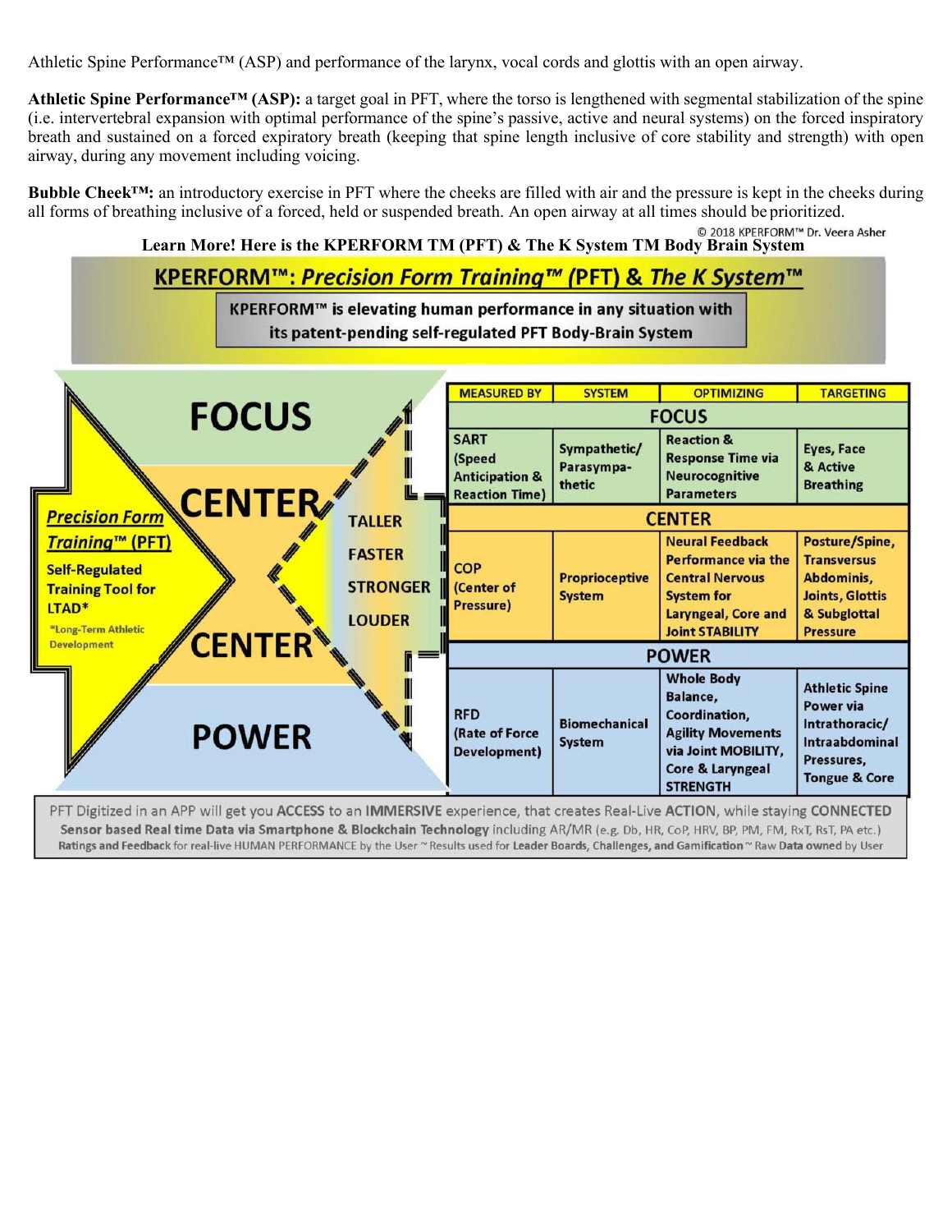Athletic Spine Performance™ (ASP) and performance of the larynx, vocal cords and glottis with an open airway.

**Athletic Spine Performance™ (ASP):** a target goal in PFT, where the torso is lengthened with segmental stabilization of the spine (i.e. intervertebral expansion with optimal performance of the spine's passive, active and neural systems) on the forced inspiratory breath and sustained on a forced expiratory breath (keeping that spine length inclusive of core stability and strength) with open airway, during any movement including voicing.

**Bubble Cheek™:** an introductory exercise in PFT where the cheeks are filled with air and the pressure is kept in the cheeks during all forms of breathing inclusive of a forced, held or suspended breath. An open airway at all times should be prioritized.

© 2018 KPERFORM™ Dr. Veera Asher

**Learn More! Here is the KPERFORM TM (PFT) & The K System TM Body Brain System**

## KPERFORM™: *Precision Form Training™* (PFT) & *The K System™*

**KPERFORM™ is elevating human performance in any situation with its patent-pending self-regulated PFT Body-Brain System**

*Precision Form Training™ (PFT)*

Self-Regulated Training Tool for LTAD*

*Long-Term Athletic Development

FOCUS

CENTER

CENTER

POWER

TALLER

FASTER

STRONGER

LOUDER

| MEASURED BY | SYSTEM | OPTIMIZING | TARGETING |
|---|---|---|---|
| **FOCUS** | | | |
| SART (Speed Anticipation & Reaction Time) | Sympathetic/ Parasympathetic | Reaction & Response Time via Neurocognitive Parameters | Eyes, Face & Active Breathing |
| **CENTER** | | | |
| COP (Center of Pressure) | Proprioceptive System | Neural Feedback Performance via the Central Nervous System for Laryngeal, Core and Joint STABILITY | Posture/Spine, Transversus Abdominis, Joints, Glottis & Subglottal Pressure |
| **POWER** | | | |
| RFD (Rate of Force Development) | Biomechanical System | Whole Body Balance, Coordination, Agility Movements via Joint MOBILITY, Core & Laryngeal STRENGTH | Athletic Spine Power via Intrathoracic/ Intraabdominal Pressures, Tongue & Core |

PFT Digitized in an APP will get you ACCESS to an IMMERSIVE experience, that creates Real-Live ACTION, while staying CONNECTED Sensor based Real time Data via Smartphone & Blockchain Technology including AR/MR (e.g. Db, HR, CoP, HRV, BP, PM, FM, RxT, RsT, PA etc.) Ratings and Feedback for real-live HUMAN PERFORMANCE by the User ~ Results used for Leader Boards, Challenges, and Gamification ~ Raw Data owned by User